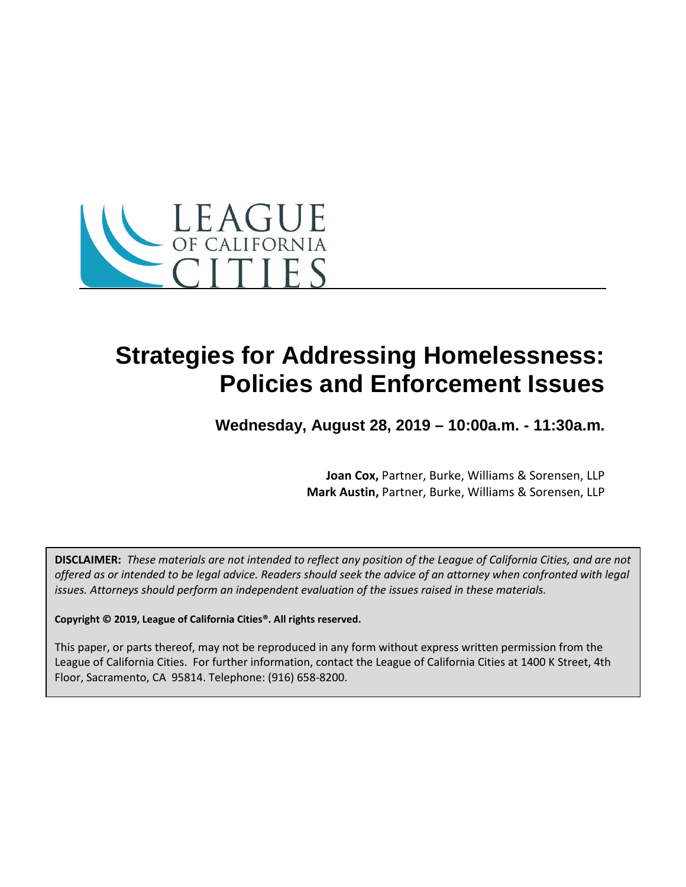LEAGUE OF CALIFORNIA CITIES

# Strategies for Addressing Homelessness: Policies and Enforcement Issues

**Wednesday, August 28, 2019 – 10:00a.m. - 11:30a.m.**

**Joan Cox,** Partner, Burke, Williams & Sorensen, LLP
**Mark Austin,** Partner, Burke, Williams & Sorensen, LLP

**DISCLAIMER:** *These materials are not intended to reflect any position of the League of California Cities, and are not offered as or intended to be legal advice. Readers should seek the advice of an attorney when confronted with legal issues. Attorneys should perform an independent evaluation of the issues raised in these materials.*

**Copyright © 2019, League of California Cities®. All rights reserved.**

This paper, or parts thereof, may not be reproduced in any form without express written permission from the League of California Cities. For further information, contact the League of California Cities at 1400 K Street, 4th Floor, Sacramento, CA 95814. Telephone: (916) 658-8200.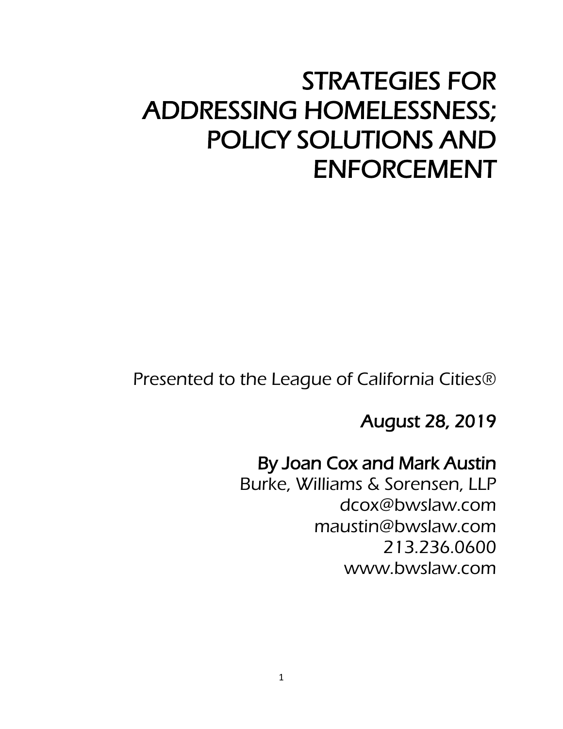# STRATEGIES FOR ADDRESSING HOMELESSNESS; POLICY SOLUTIONS AND ENFORCEMENT

Presented to the League of California Cities®

**August 28, 2019**

**By Joan Cox and Mark Austin**
Burke, Williams & Sorensen, LLP
dcox@bwslaw.com
maustin@bwslaw.com
213.236.0600
www.bwslaw.com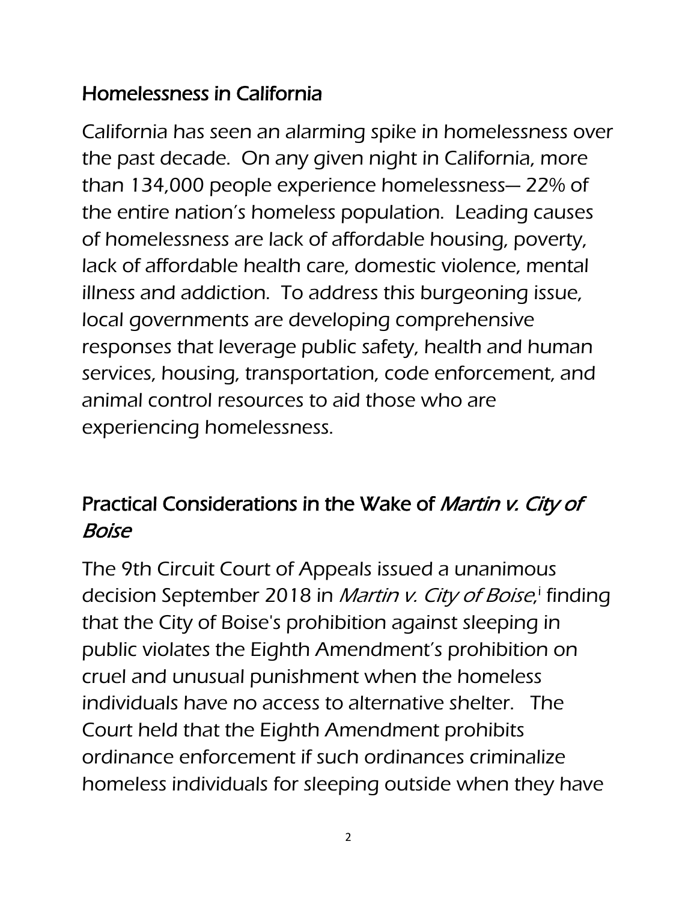## Homelessness in California

California has seen an alarming spike in homelessness over the past decade. On any given night in California, more than 134,000 people experience homelessness— 22% of the entire nation's homeless population. Leading causes of homelessness are lack of affordable housing, poverty, lack of affordable health care, domestic violence, mental illness and addiction. To address this burgeoning issue, local governments are developing comprehensive responses that leverage public safety, health and human services, housing, transportation, code enforcement, and animal control resources to aid those who are experiencing homelessness.

## Practical Considerations in the Wake of *Martin v. City of Boise*

The 9th Circuit Court of Appeals issued a unanimous decision September 2018 in *Martin v. City of Boise*,[i] finding that the City of Boise's prohibition against sleeping in public violates the Eighth Amendment's prohibition on cruel and unusual punishment when the homeless individuals have no access to alternative shelter. The Court held that the Eighth Amendment prohibits ordinance enforcement if such ordinances criminalize homeless individuals for sleeping outside when they have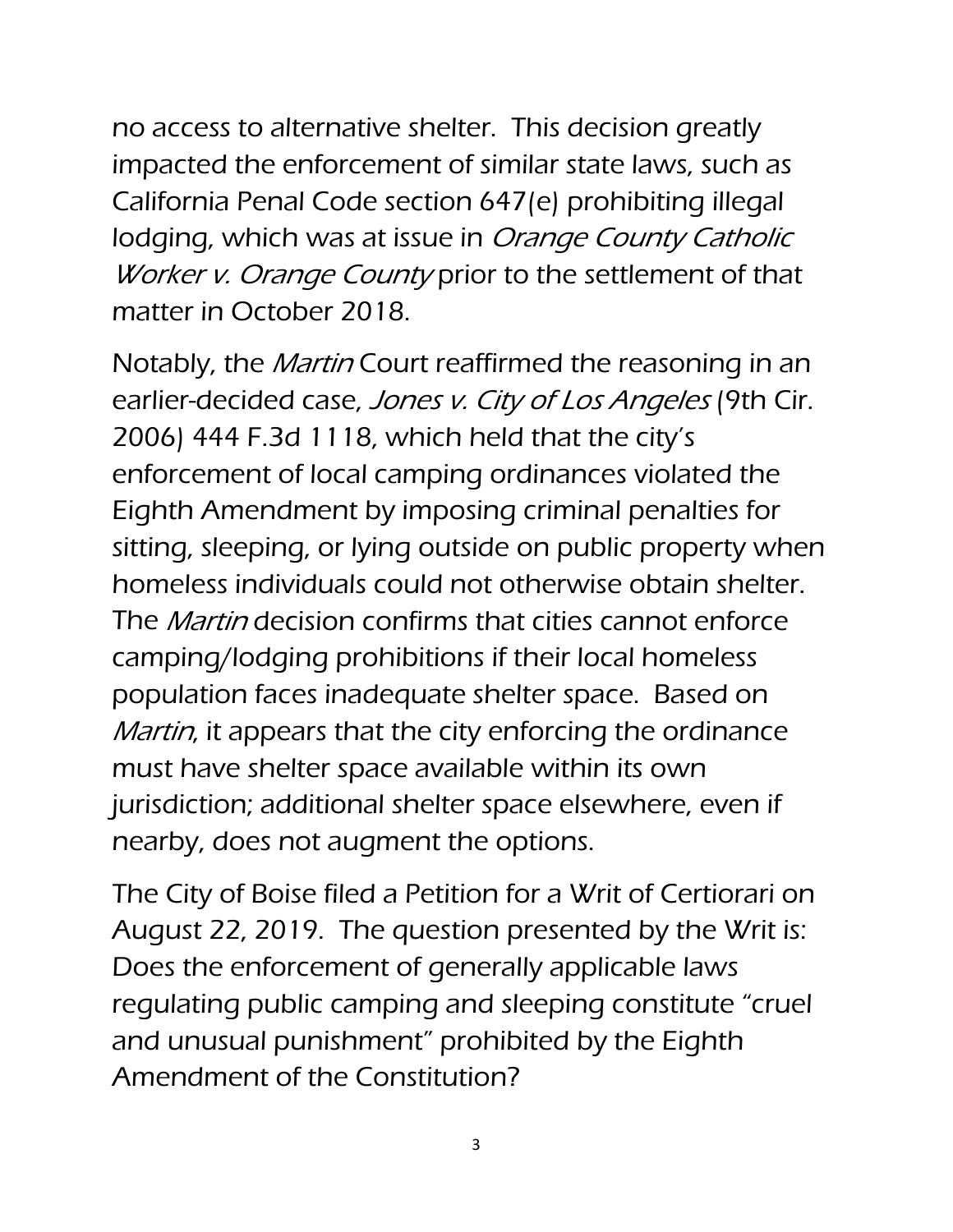no access to alternative shelter. This decision greatly impacted the enforcement of similar state laws, such as California Penal Code section 647(e) prohibiting illegal lodging, which was at issue in *Orange County Catholic Worker v. Orange County* prior to the settlement of that matter in October 2018.

Notably, the *Martin* Court reaffirmed the reasoning in an earlier-decided case, *Jones v. City of Los Angeles* (9th Cir. 2006) 444 F.3d 1118, which held that the city's enforcement of local camping ordinances violated the Eighth Amendment by imposing criminal penalties for sitting, sleeping, or lying outside on public property when homeless individuals could not otherwise obtain shelter. The *Martin* decision confirms that cities cannot enforce camping/lodging prohibitions if their local homeless population faces inadequate shelter space. Based on *Martin*, it appears that the city enforcing the ordinance must have shelter space available within its own jurisdiction; additional shelter space elsewhere, even if nearby, does not augment the options.

The City of Boise filed a Petition for a Writ of Certiorari on August 22, 2019. The question presented by the Writ is: Does the enforcement of generally applicable laws regulating public camping and sleeping constitute "cruel and unusual punishment" prohibited by the Eighth Amendment of the Constitution?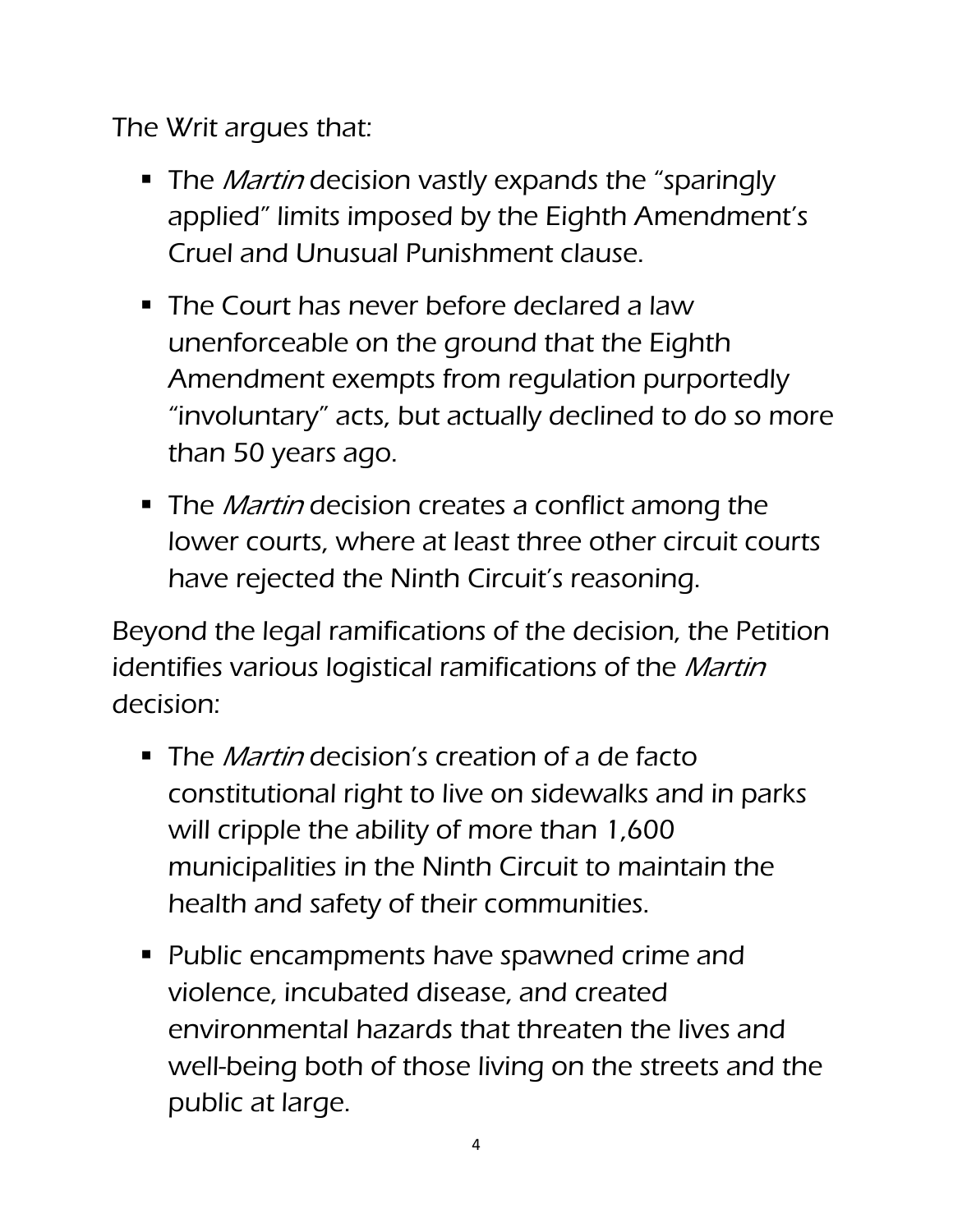The Writ argues that:

- The *Martin* decision vastly expands the "sparingly applied" limits imposed by the Eighth Amendment's Cruel and Unusual Punishment clause.
- The Court has never before declared a law unenforceable on the ground that the Eighth Amendment exempts from regulation purportedly "involuntary" acts, but actually declined to do so more than 50 years ago.
- The *Martin* decision creates a conflict among the lower courts, where at least three other circuit courts have rejected the Ninth Circuit's reasoning.

Beyond the legal ramifications of the decision, the Petition identifies various logistical ramifications of the *Martin* decision:

- The *Martin* decision's creation of a de facto constitutional right to live on sidewalks and in parks will cripple the ability of more than 1,600 municipalities in the Ninth Circuit to maintain the health and safety of their communities.
- Public encampments have spawned crime and violence, incubated disease, and created environmental hazards that threaten the lives and well-being both of those living on the streets and the public at large.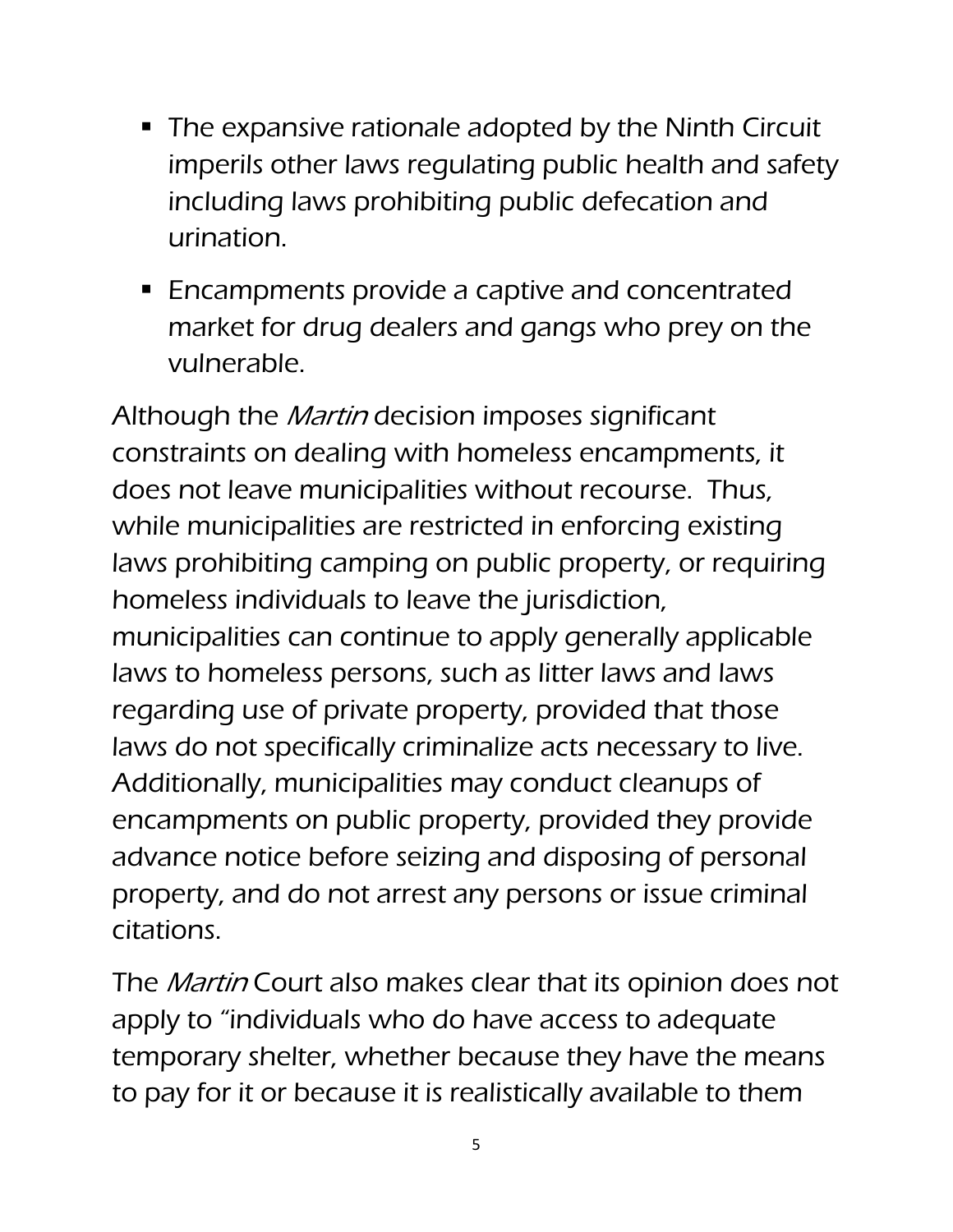- The expansive rationale adopted by the Ninth Circuit imperils other laws regulating public health and safety including laws prohibiting public defecation and urination.
- Encampments provide a captive and concentrated market for drug dealers and gangs who prey on the vulnerable.

Although the *Martin* decision imposes significant constraints on dealing with homeless encampments, it does not leave municipalities without recourse. Thus, while municipalities are restricted in enforcing existing laws prohibiting camping on public property, or requiring homeless individuals to leave the jurisdiction, municipalities can continue to apply generally applicable laws to homeless persons, such as litter laws and laws regarding use of private property, provided that those laws do not specifically criminalize acts necessary to live. Additionally, municipalities may conduct cleanups of encampments on public property, provided they provide advance notice before seizing and disposing of personal property, and do not arrest any persons or issue criminal citations.

The *Martin* Court also makes clear that its opinion does not apply to "individuals who do have access to adequate temporary shelter, whether because they have the means to pay for it or because it is realistically available to them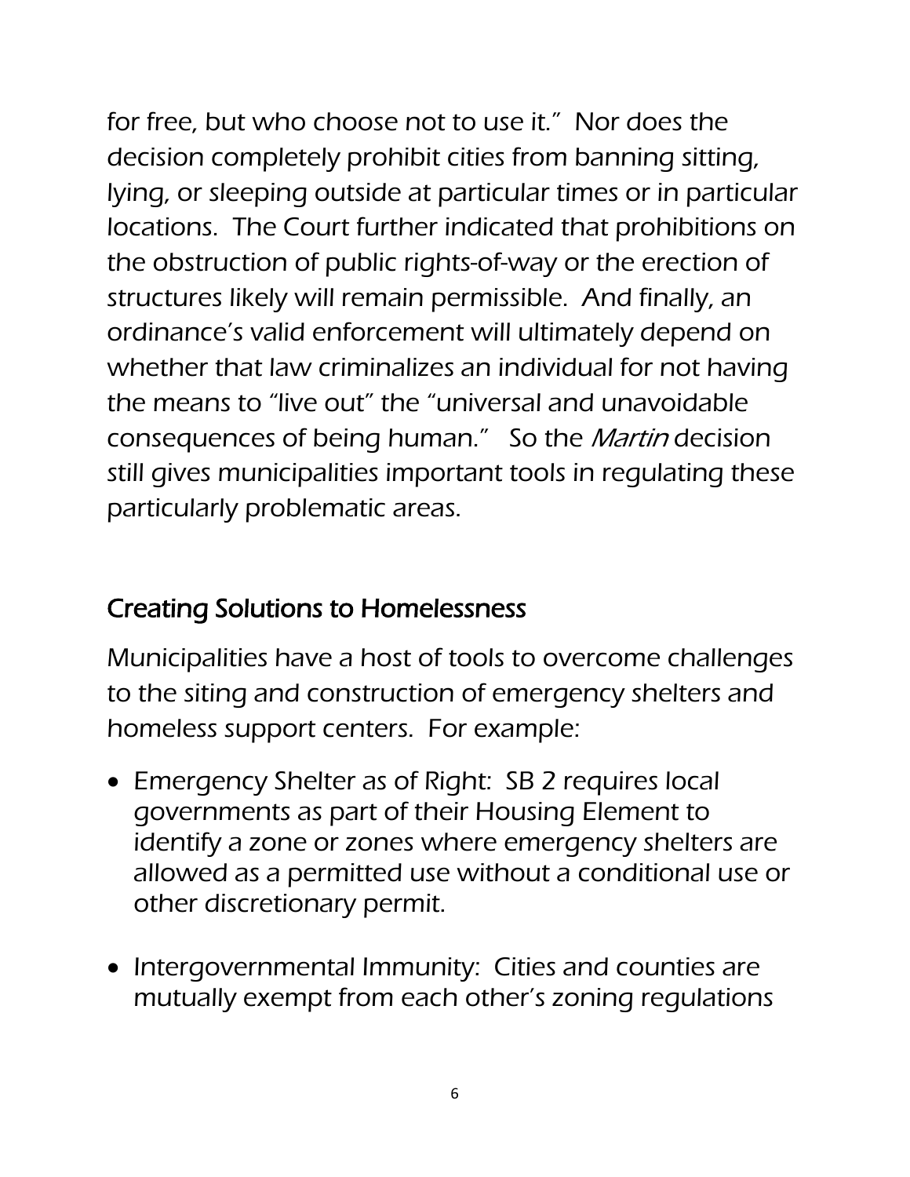for free, but who choose not to use it." Nor does the decision completely prohibit cities from banning sitting, lying, or sleeping outside at particular times or in particular locations. The Court further indicated that prohibitions on the obstruction of public rights-of-way or the erection of structures likely will remain permissible. And finally, an ordinance's valid enforcement will ultimately depend on whether that law criminalizes an individual for not having the means to "live out" the "universal and unavoidable consequences of being human." So the *Martin* decision still gives municipalities important tools in regulating these particularly problematic areas.

## Creating Solutions to Homelessness

Municipalities have a host of tools to overcome challenges to the siting and construction of emergency shelters and homeless support centers. For example:

- Emergency Shelter as of Right: SB 2 requires local governments as part of their Housing Element to identify a zone or zones where emergency shelters are allowed as a permitted use without a conditional use or other discretionary permit.
- Intergovernmental Immunity: Cities and counties are mutually exempt from each other's zoning regulations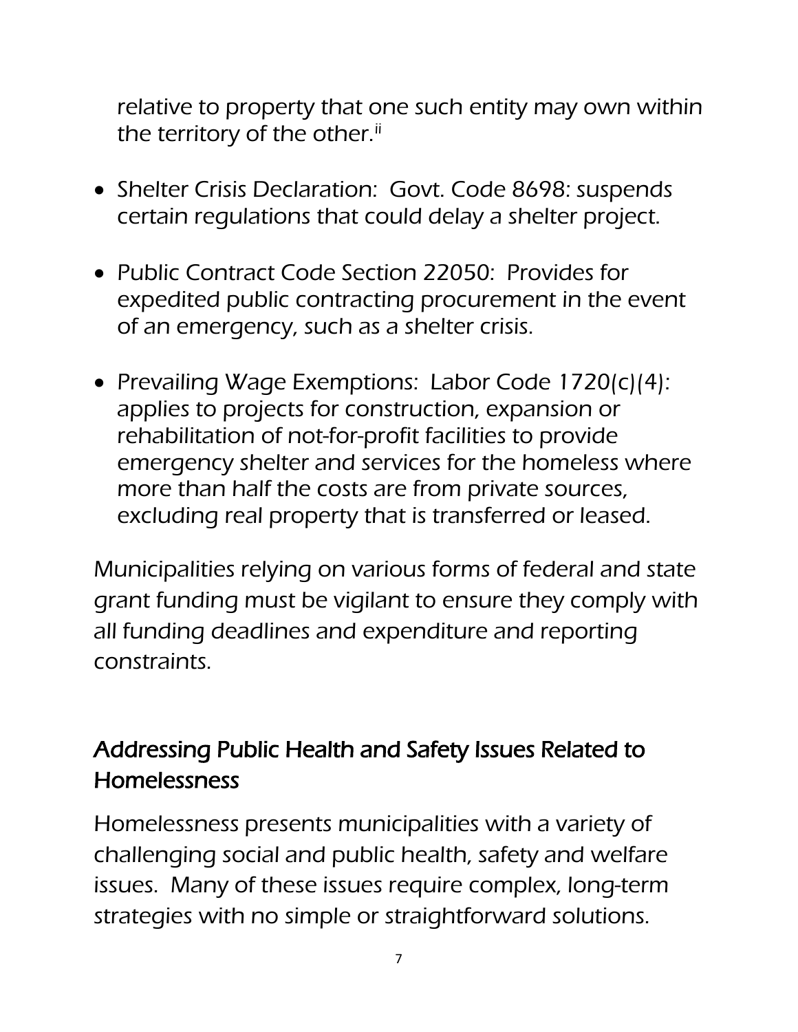relative to property that one such entity may own within the territory of the other.[ii]

- Shelter Crisis Declaration: Govt. Code 8698: suspends certain regulations that could delay a shelter project.
- Public Contract Code Section 22050: Provides for expedited public contracting procurement in the event of an emergency, such as a shelter crisis.
- Prevailing Wage Exemptions: Labor Code 1720(c)(4): applies to projects for construction, expansion or rehabilitation of not-for-profit facilities to provide emergency shelter and services for the homeless where more than half the costs are from private sources, excluding real property that is transferred or leased.

Municipalities relying on various forms of federal and state grant funding must be vigilant to ensure they comply with all funding deadlines and expenditure and reporting constraints.

## Addressing Public Health and Safety Issues Related to Homelessness

Homelessness presents municipalities with a variety of challenging social and public health, safety and welfare issues. Many of these issues require complex, long-term strategies with no simple or straightforward solutions.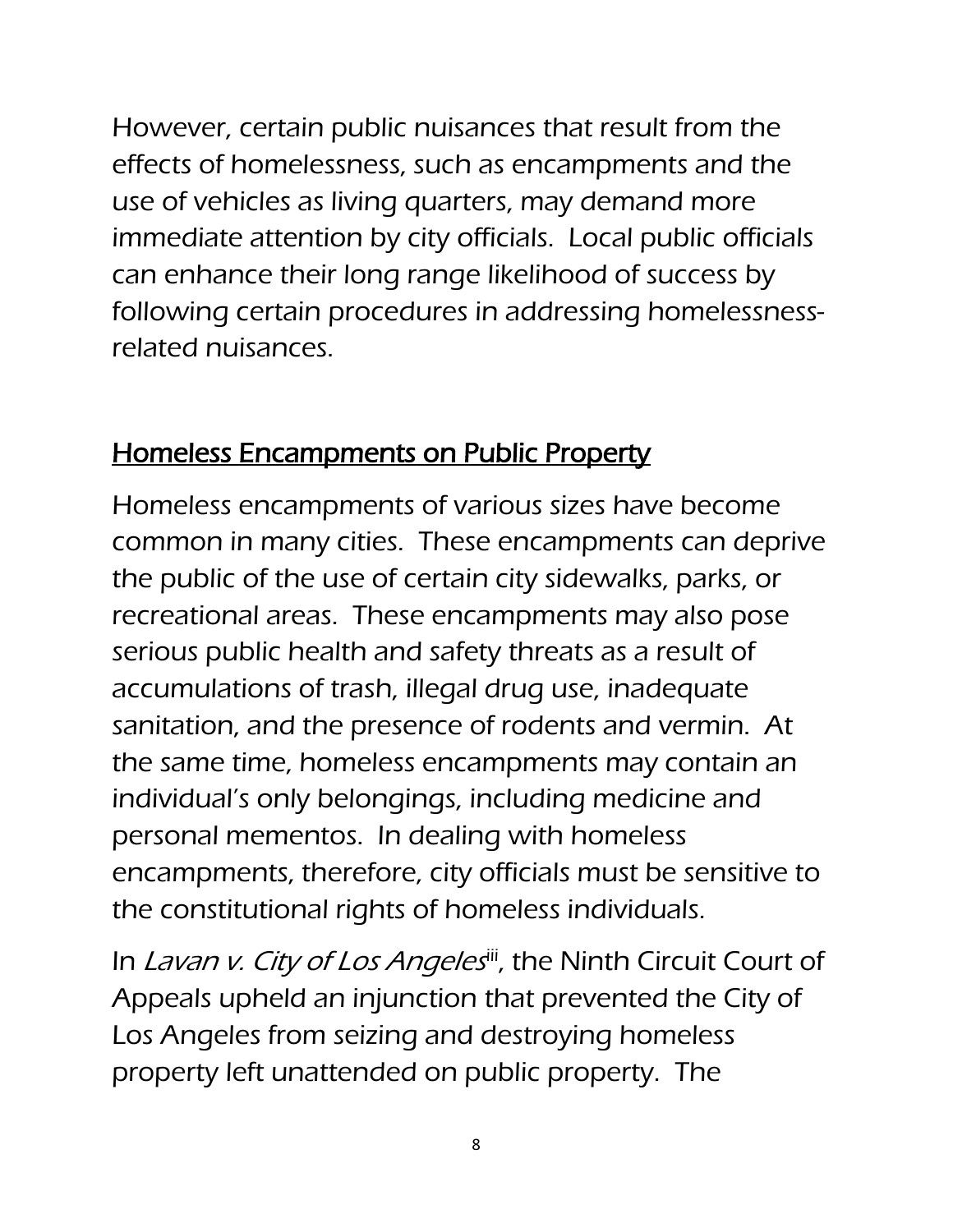However, certain public nuisances that result from the effects of homelessness, such as encampments and the use of vehicles as living quarters, may demand more immediate attention by city officials. Local public officials can enhance their long range likelihood of success by following certain procedures in addressing homelessness-related nuisances.

## Homeless Encampments on Public Property

Homeless encampments of various sizes have become common in many cities. These encampments can deprive the public of the use of certain city sidewalks, parks, or recreational areas. These encampments may also pose serious public health and safety threats as a result of accumulations of trash, illegal drug use, inadequate sanitation, and the presence of rodents and vermin. At the same time, homeless encampments may contain an individual's only belongings, including medicine and personal mementos. In dealing with homeless encampments, therefore, city officials must be sensitive to the constitutional rights of homeless individuals.

In *Lavan v. City of Los Angeles*[iii], the Ninth Circuit Court of Appeals upheld an injunction that prevented the City of Los Angeles from seizing and destroying homeless property left unattended on public property. The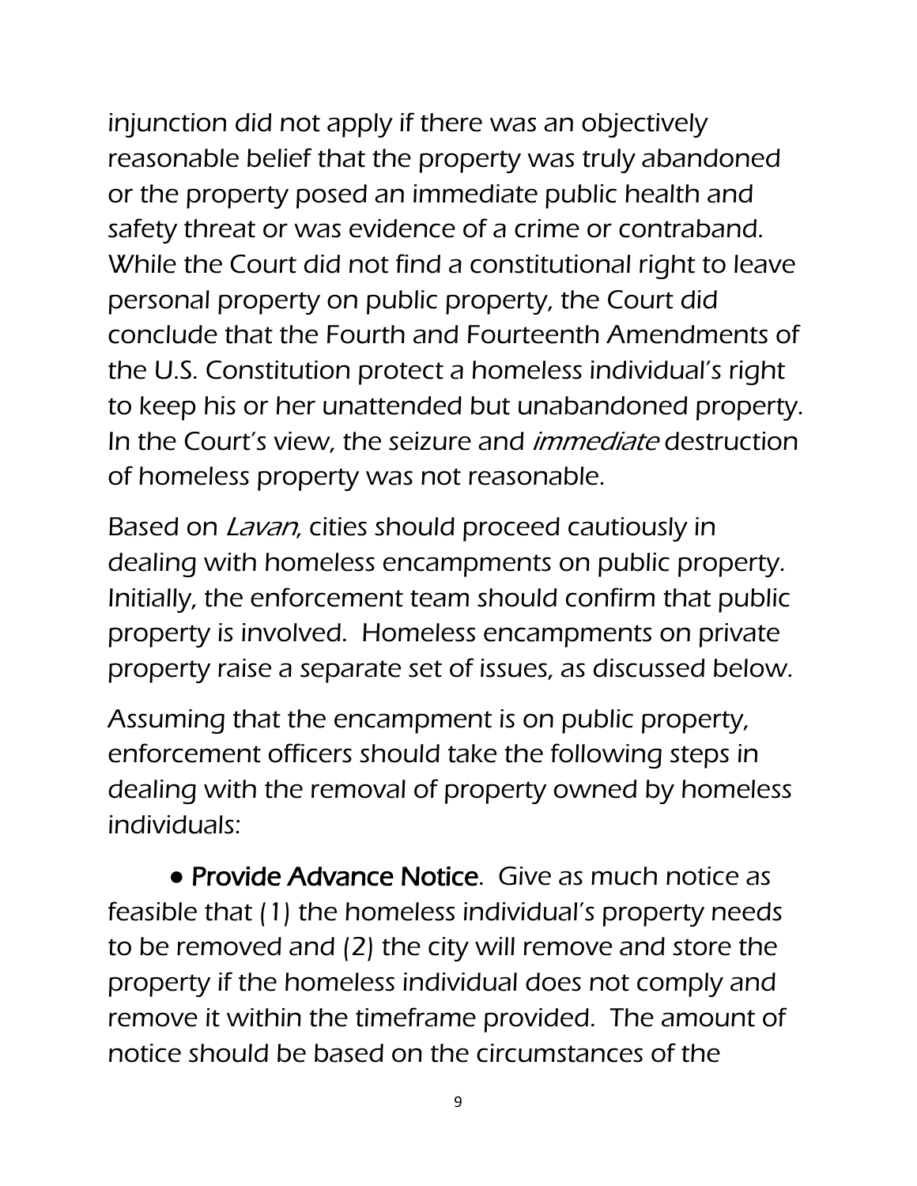injunction did not apply if there was an objectively reasonable belief that the property was truly abandoned or the property posed an immediate public health and safety threat or was evidence of a crime or contraband. While the Court did not find a constitutional right to leave personal property on public property, the Court did conclude that the Fourth and Fourteenth Amendments of the U.S. Constitution protect a homeless individual's right to keep his or her unattended but unabandoned property. In the Court's view, the seizure and *immediate* destruction of homeless property was not reasonable.

Based on *Lavan*, cities should proceed cautiously in dealing with homeless encampments on public property. Initially, the enforcement team should confirm that public property is involved. Homeless encampments on private property raise a separate set of issues, as discussed below.

Assuming that the encampment is on public property, enforcement officers should take the following steps in dealing with the removal of property owned by homeless individuals:

- **Provide Advance Notice**. Give as much notice as feasible that (1) the homeless individual's property needs to be removed and (2) the city will remove and store the property if the homeless individual does not comply and remove it within the timeframe provided. The amount of notice should be based on the circumstances of the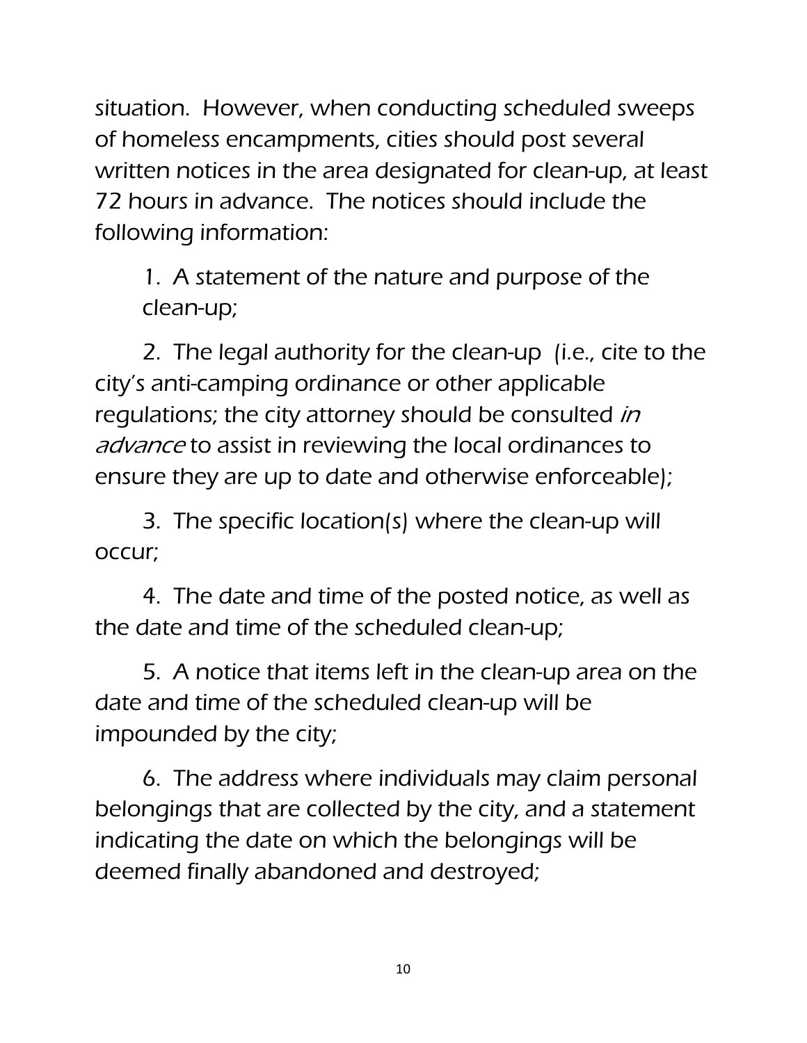situation. However, when conducting scheduled sweeps of homeless encampments, cities should post several written notices in the area designated for clean-up, at least 72 hours in advance. The notices should include the following information:

1. A statement of the nature and purpose of the clean-up;

2. The legal authority for the clean-up (i.e., cite to the city's anti-camping ordinance or other applicable regulations; the city attorney should be consulted *in advance* to assist in reviewing the local ordinances to ensure they are up to date and otherwise enforceable);

3. The specific location(s) where the clean-up will occur;

4. The date and time of the posted notice, as well as the date and time of the scheduled clean-up;

5. A notice that items left in the clean-up area on the date and time of the scheduled clean-up will be impounded by the city;

6. The address where individuals may claim personal belongings that are collected by the city, and a statement indicating the date on which the belongings will be deemed finally abandoned and destroyed;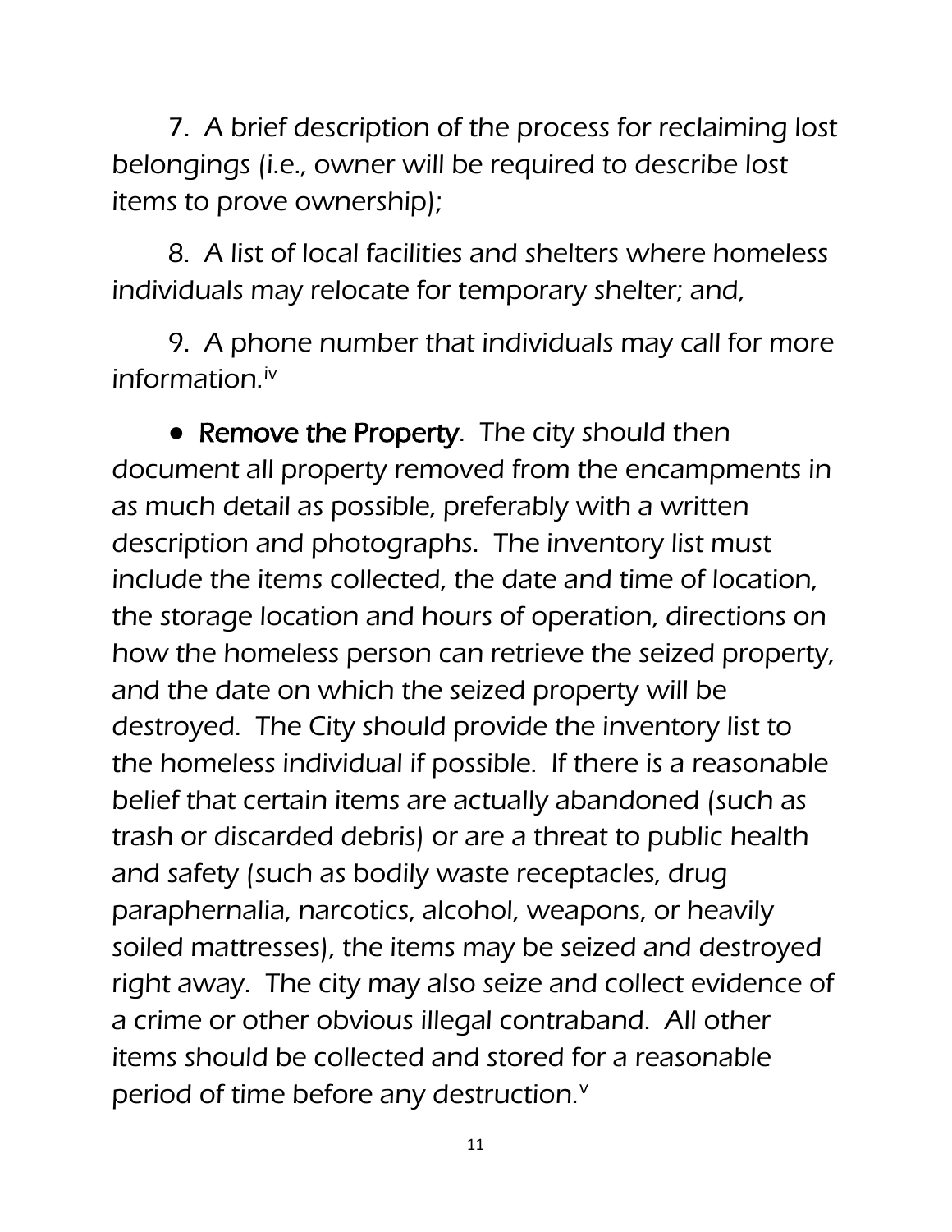7. A brief description of the process for reclaiming lost belongings (i.e., owner will be required to describe lost items to prove ownership);

8. A list of local facilities and shelters where homeless individuals may relocate for temporary shelter; and,

9. A phone number that individuals may call for more information.[iv]

- **Remove the Property**. The city should then document all property removed from the encampments in as much detail as possible, preferably with a written description and photographs. The inventory list must include the items collected, the date and time of location, the storage location and hours of operation, directions on how the homeless person can retrieve the seized property, and the date on which the seized property will be destroyed. The City should provide the inventory list to the homeless individual if possible. If there is a reasonable belief that certain items are actually abandoned (such as trash or discarded debris) or are a threat to public health and safety (such as bodily waste receptacles, drug paraphernalia, narcotics, alcohol, weapons, or heavily soiled mattresses), the items may be seized and destroyed right away. The city may also seize and collect evidence of a crime or other obvious illegal contraband. All other items should be collected and stored for a reasonable period of time before any destruction.[v]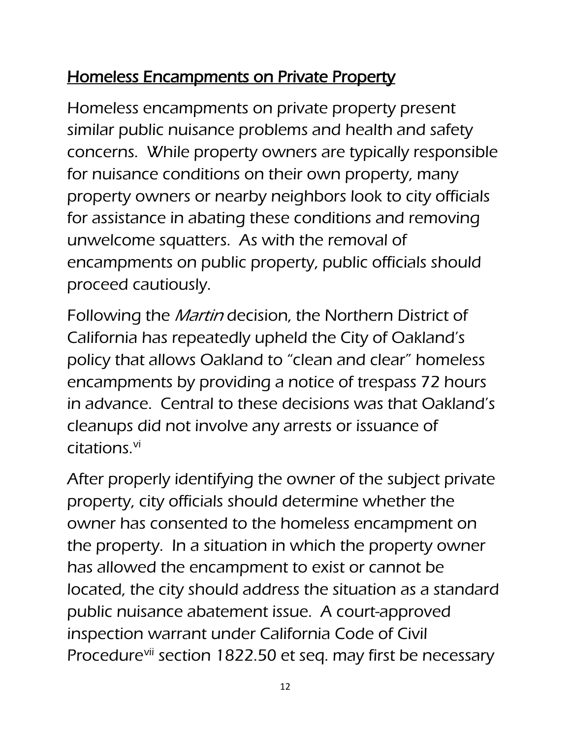## Homeless Encampments on Private Property

Homeless encampments on private property present similar public nuisance problems and health and safety concerns. While property owners are typically responsible for nuisance conditions on their own property, many property owners or nearby neighbors look to city officials for assistance in abating these conditions and removing unwelcome squatters. As with the removal of encampments on public property, public officials should proceed cautiously.

Following the *Martin* decision, the Northern District of California has repeatedly upheld the City of Oakland's policy that allows Oakland to "clean and clear" homeless encampments by providing a notice of trespass 72 hours in advance. Central to these decisions was that Oakland's cleanups did not involve any arrests or issuance of citations.[vi]

After properly identifying the owner of the subject private property, city officials should determine whether the owner has consented to the homeless encampment on the property. In a situation in which the property owner has allowed the encampment to exist or cannot be located, the city should address the situation as a standard public nuisance abatement issue. A court-approved inspection warrant under California Code of Civil Procedure[vii] section 1822.50 et seq. may first be necessary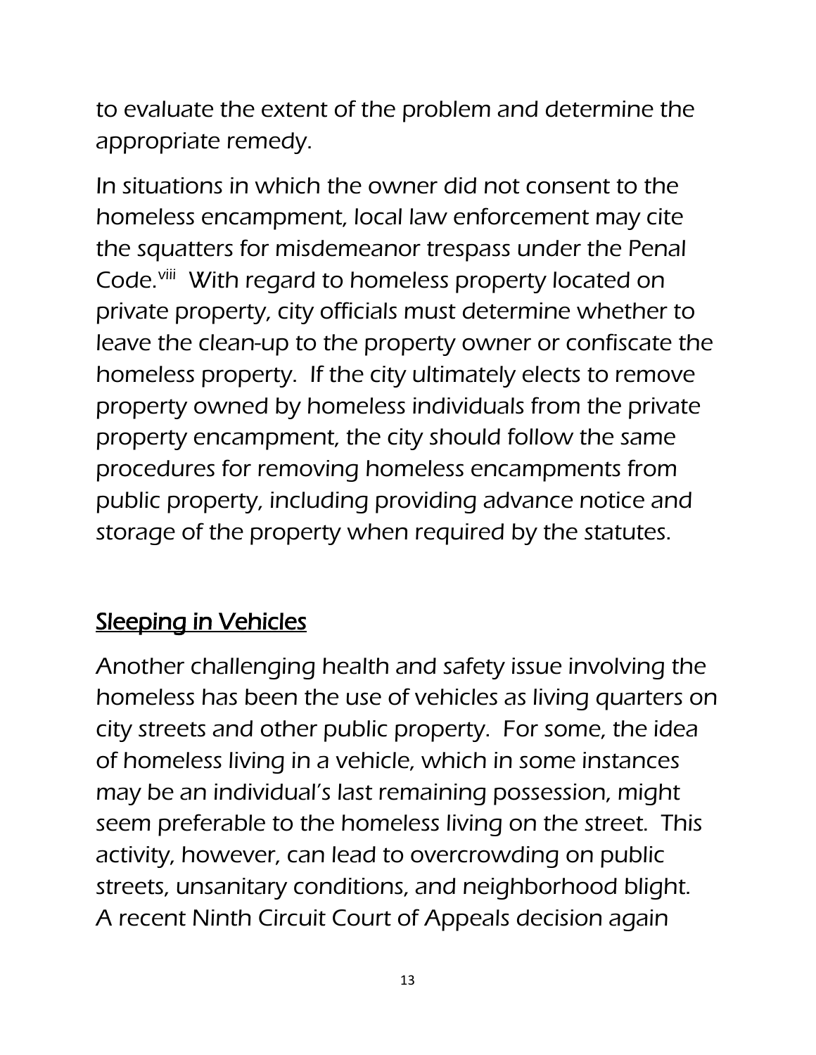to evaluate the extent of the problem and determine the appropriate remedy.

In situations in which the owner did not consent to the homeless encampment, local law enforcement may cite the squatters for misdemeanor trespass under the Penal Code.[viii] With regard to homeless property located on private property, city officials must determine whether to leave the clean-up to the property owner or confiscate the homeless property. If the city ultimately elects to remove property owned by homeless individuals from the private property encampment, the city should follow the same procedures for removing homeless encampments from public property, including providing advance notice and storage of the property when required by the statutes.

## Sleeping in Vehicles

Another challenging health and safety issue involving the homeless has been the use of vehicles as living quarters on city streets and other public property. For some, the idea of homeless living in a vehicle, which in some instances may be an individual's last remaining possession, might seem preferable to the homeless living on the street. This activity, however, can lead to overcrowding on public streets, unsanitary conditions, and neighborhood blight. A recent Ninth Circuit Court of Appeals decision again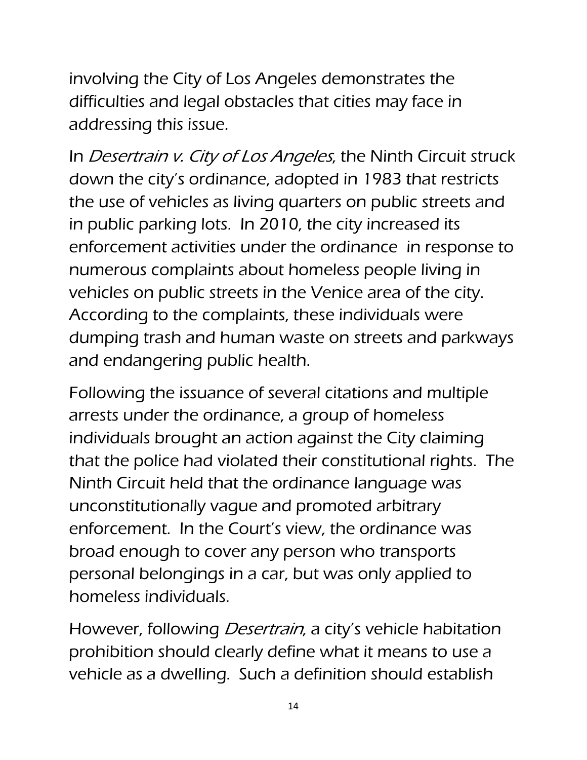involving the City of Los Angeles demonstrates the difficulties and legal obstacles that cities may face in addressing this issue.

In *Desertrain v. City of Los Angeles*, the Ninth Circuit struck down the city's ordinance, adopted in 1983 that restricts the use of vehicles as living quarters on public streets and in public parking lots. In 2010, the city increased its enforcement activities under the ordinance in response to numerous complaints about homeless people living in vehicles on public streets in the Venice area of the city. According to the complaints, these individuals were dumping trash and human waste on streets and parkways and endangering public health.

Following the issuance of several citations and multiple arrests under the ordinance, a group of homeless individuals brought an action against the City claiming that the police had violated their constitutional rights. The Ninth Circuit held that the ordinance language was unconstitutionally vague and promoted arbitrary enforcement. In the Court's view, the ordinance was broad enough to cover any person who transports personal belongings in a car, but was only applied to homeless individuals.

However, following *Desertrain*, a city's vehicle habitation prohibition should clearly define what it means to use a vehicle as a dwelling. Such a definition should establish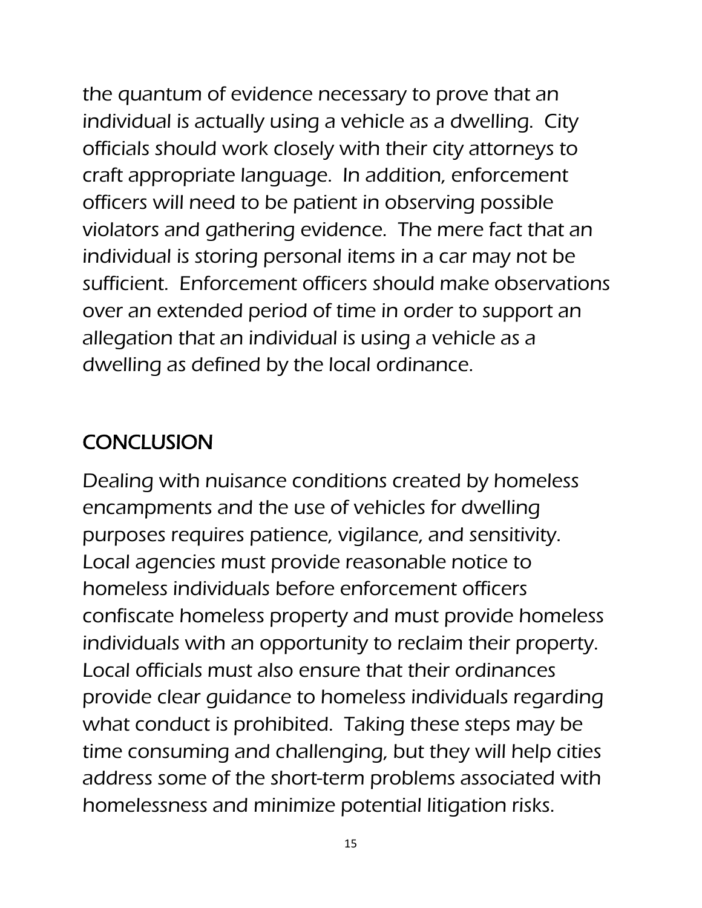the quantum of evidence necessary to prove that an individual is actually using a vehicle as a dwelling. City officials should work closely with their city attorneys to craft appropriate language. In addition, enforcement officers will need to be patient in observing possible violators and gathering evidence. The mere fact that an individual is storing personal items in a car may not be sufficient. Enforcement officers should make observations over an extended period of time in order to support an allegation that an individual is using a vehicle as a dwelling as defined by the local ordinance.

## CONCLUSION

Dealing with nuisance conditions created by homeless encampments and the use of vehicles for dwelling purposes requires patience, vigilance, and sensitivity. Local agencies must provide reasonable notice to homeless individuals before enforcement officers confiscate homeless property and must provide homeless individuals with an opportunity to reclaim their property. Local officials must also ensure that their ordinances provide clear guidance to homeless individuals regarding what conduct is prohibited. Taking these steps may be time consuming and challenging, but they will help cities address some of the short-term problems associated with homelessness and minimize potential litigation risks.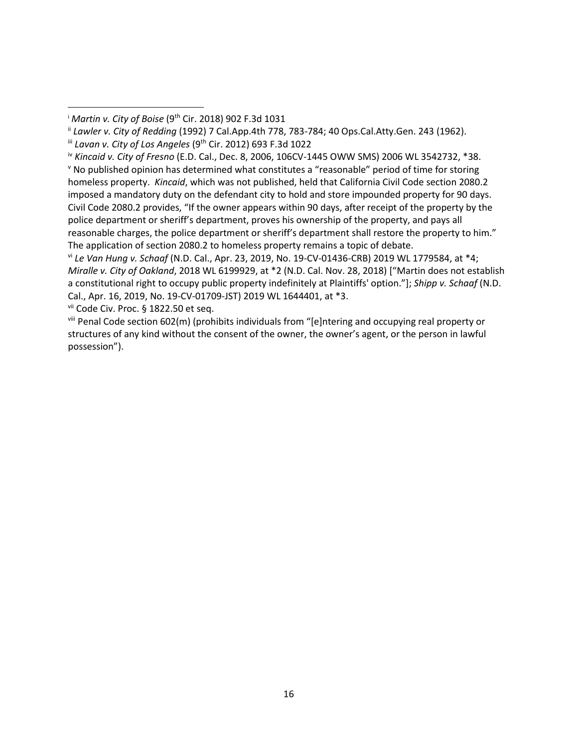---

[i] *Martin v. City of Boise* (9th Cir. 2018) 902 F.3d 1031

[ii] *Lawler v. City of Redding* (1992) 7 Cal.App.4th 778, 783-784; 40 Ops.Cal.Atty.Gen. 243 (1962).

[iii] *Lavan v. City of Los Angeles* (9th Cir. 2012) 693 F.3d 1022

[iv] *Kincaid v. City of Fresno* (E.D. Cal., Dec. 8, 2006, 106CV-1445 OWW SMS) 2006 WL 3542732, *38.

[v] No published opinion has determined what constitutes a "reasonable" period of time for storing homeless property. *Kincaid*, which was not published, held that California Civil Code section 2080.2 imposed a mandatory duty on the defendant city to hold and store impounded property for 90 days. Civil Code 2080.2 provides, "If the owner appears within 90 days, after receipt of the property by the police department or sheriff's department, proves his ownership of the property, and pays all reasonable charges, the police department or sheriff's department shall restore the property to him." The application of section 2080.2 to homeless property remains a topic of debate.

[vi] *Le Van Hung v. Schaaf* (N.D. Cal., Apr. 23, 2019, No. 19-CV-01436-CRB) 2019 WL 1779584, at *4; *Miralle v. City of Oakland*, 2018 WL 6199929, at *2 (N.D. Cal. Nov. 28, 2018) ["Martin does not establish a constitutional right to occupy public property indefinitely at Plaintiffs' option."]; *Shipp v. Schaaf* (N.D. Cal., Apr. 16, 2019, No. 19-CV-01709-JST) 2019 WL 1644401, at *3.

[vii] Code Civ. Proc. § 1822.50 et seq.

[viii] Penal Code section 602(m) (prohibits individuals from "[e]ntering and occupying real property or structures of any kind without the consent of the owner, the owner's agent, or the person in lawful possession").